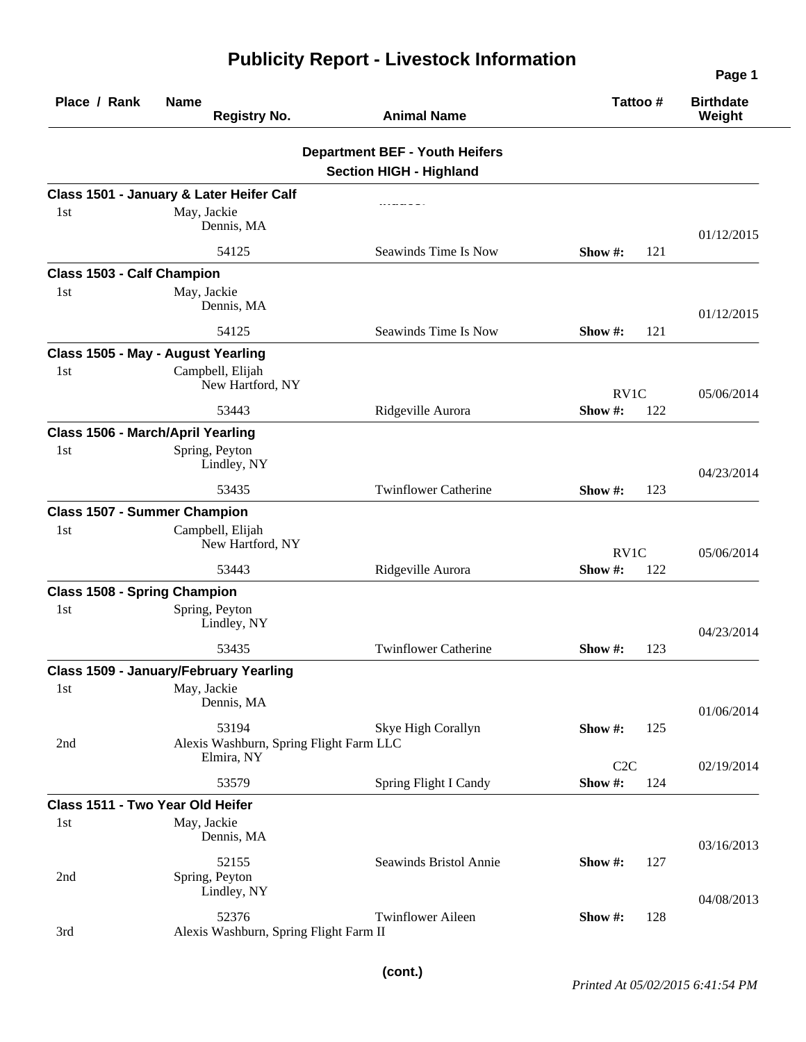# Publicity Report - Livestock Information

| Place / Rank | Name / Registry No. | Animal Name | Tattoo # | Birthdate / Weight |
|---|---|---|---|---|

## Department BEF - Youth Heifers

### Section HIGH - Highland

**Class 1501 - January & Later Heifer Calf**

| Place / Rank | Name / Registry No. | Animal Name | Tattoo # | Birthdate / Weight |
|---|---|---|---|---|
| 1st | May, Jackie<br>Dennis, MA<br>54125 | Seawinds Time Is Now | Show #: 121 | 01/12/2015 |

**Class 1503 - Calf Champion**

| Place / Rank | Name / Registry No. | Animal Name | Tattoo # | Birthdate / Weight |
|---|---|---|---|---|
| 1st | May, Jackie<br>Dennis, MA<br>54125 | Seawinds Time Is Now | Show #: 121 | 01/12/2015 |

**Class 1505 - May - August Yearling**

| Place / Rank | Name / Registry No. | Animal Name | Tattoo # | Birthdate / Weight |
|---|---|---|---|---|
| 1st | Campbell, Elijah<br>New Hartford, NY<br>53443 | Ridgeville Aurora | RV1C<br>Show #: 122 | 05/06/2014 |

**Class 1506 - March/April Yearling**

| Place / Rank | Name / Registry No. | Animal Name | Tattoo # | Birthdate / Weight |
|---|---|---|---|---|
| 1st | Spring, Peyton<br>Lindley, NY<br>53435 | Twinflower Catherine | Show #: 123 | 04/23/2014 |

**Class 1507 - Summer Champion**

| Place / Rank | Name / Registry No. | Animal Name | Tattoo # | Birthdate / Weight |
|---|---|---|---|---|
| 1st | Campbell, Elijah<br>New Hartford, NY<br>53443 | Ridgeville Aurora | RV1C<br>Show #: 122 | 05/06/2014 |

**Class 1508 - Spring Champion**

| Place / Rank | Name / Registry No. | Animal Name | Tattoo # | Birthdate / Weight |
|---|---|---|---|---|
| 1st | Spring, Peyton<br>Lindley, NY<br>53435 | Twinflower Catherine | Show #: 123 | 04/23/2014 |

**Class 1509 - January/February Yearling**

| Place / Rank | Name / Registry No. | Animal Name | Tattoo # | Birthdate / Weight |
|---|---|---|---|---|
| 1st | May, Jackie<br>Dennis, MA<br>53194 | Skye High Corallyn | Show #: 125 | 01/06/2014 |
| 2nd | Alexis Washburn, Spring Flight Farm LLC<br>Elmira, NY<br>53579 | Spring Flight I Candy | C2C<br>Show #: 124 | 02/19/2014 |

**Class 1511 - Two Year Old Heifer**

| Place / Rank | Name / Registry No. | Animal Name | Tattoo # | Birthdate / Weight |
|---|---|---|---|---|
| 1st | May, Jackie<br>Dennis, MA<br>52155 | Seawinds Bristol Annie | Show #: 127 | 03/16/2013 |
| 2nd | Spring, Peyton<br>Lindley, NY<br>52376 | Twinflower Aileen | Show #: 128 | 04/08/2013 |
| 3rd | Alexis Washburn, Spring Flight Farm II | | | |

(cont.)

*Printed At 05/02/2015 6:41:54 PM*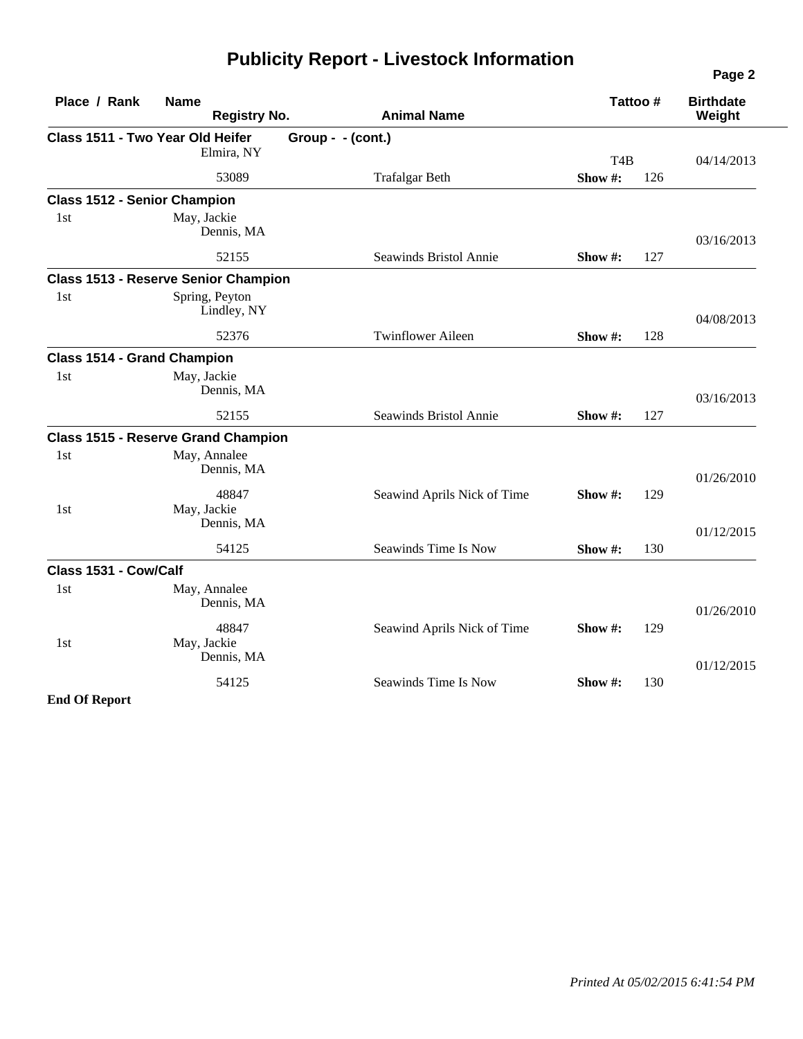# Publicity Report - Livestock Information

| Place / Rank | Name / Registry No. | Animal Name | Tattoo # | Birthdate / Weight |
|---|---|---|---|---|
| **Class 1511 - Two Year Old Heifer** | **Group - - (cont.)** | | | |
| | Elmira, NY | | T4B | 04/14/2013 |
| | 53089 | Trafalgar Beth | **Show #:** 126 | |
| **Class 1512 - Senior Champion** | | | | |
| 1st | May, Jackie<br>Dennis, MA | | | 03/16/2013 |
| | 52155 | Seawinds Bristol Annie | **Show #:** 127 | |
| **Class 1513 - Reserve Senior Champion** | | | | |
| 1st | Spring, Peyton<br>Lindley, NY | | | 04/08/2013 |
| | 52376 | Twinflower Aileen | **Show #:** 128 | |
| **Class 1514 - Grand Champion** | | | | |
| 1st | May, Jackie<br>Dennis, MA | | | 03/16/2013 |
| | 52155 | Seawinds Bristol Annie | **Show #:** 127 | |
| **Class 1515 - Reserve Grand Champion** | | | | |
| 1st | May, Annalee<br>Dennis, MA | | | 01/26/2010 |
| | 48847 | Seawind Aprils Nick of Time | **Show #:** 129 | |
| 1st | May, Jackie<br>Dennis, MA | | | 01/12/2015 |
| | 54125 | Seawinds Time Is Now | **Show #:** 130 | |
| **Class 1531 - Cow/Calf** | | | | |
| 1st | May, Annalee<br>Dennis, MA | | | 01/26/2010 |
| | 48847 | Seawind Aprils Nick of Time | **Show #:** 129 | |
| 1st | May, Jackie<br>Dennis, MA | | | 01/12/2015 |
| | 54125 | Seawinds Time Is Now | **Show #:** 130 | |

**End Of Report**

*Printed At 05/02/2015 6:41:54 PM*